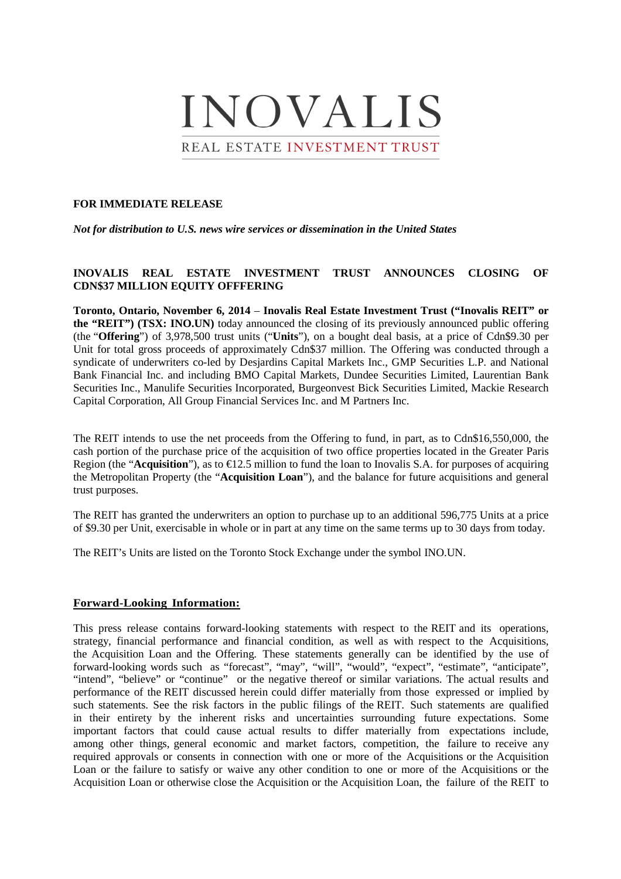# INOVALIS

REAL ESTATE INVESTMENT TRUST

**FOR IMMEDIATE RELEASE**

***Not for distribution to U.S. news wire services or dissemination in the United States***

**INOVALIS REAL ESTATE INVESTMENT TRUST ANNOUNCES CLOSING OF CDN$37 MILLION EQUITY OFFFERING**

**Toronto, Ontario, November 6, 2014** – **Inovalis Real Estate Investment Trust ("Inovalis REIT" or the "REIT") (TSX: INO.UN)** today announced the closing of its previously announced public offering (the "**Offering**") of 3,978,500 trust units ("**Units**"), on a bought deal basis, at a price of Cdn$9.30 per Unit for total gross proceeds of approximately Cdn$37 million. The Offering was conducted through a syndicate of underwriters co-led by Desjardins Capital Markets Inc., GMP Securities L.P. and National Bank Financial Inc. and including BMO Capital Markets, Dundee Securities Limited, Laurentian Bank Securities Inc., Manulife Securities Incorporated, Burgeonvest Bick Securities Limited, Mackie Research Capital Corporation, All Group Financial Services Inc. and M Partners Inc.

The REIT intends to use the net proceeds from the Offering to fund, in part, as to Cdn$16,550,000, the cash portion of the purchase price of the acquisition of two office properties located in the Greater Paris Region (the "**Acquisition**"), as to €12.5 million to fund the loan to Inovalis S.A. for purposes of acquiring the Metropolitan Property (the "**Acquisition Loan**"), and the balance for future acquisitions and general trust purposes.

The REIT has granted the underwriters an option to purchase up to an additional 596,775 Units at a price of $9.30 per Unit, exercisable in whole or in part at any time on the same terms up to 30 days from today.

The REIT's Units are listed on the Toronto Stock Exchange under the symbol INO.UN.

**Forward-Looking Information:**

This press release contains forward-looking statements with respect to the REIT and its operations, strategy, financial performance and financial condition, as well as with respect to the Acquisitions, the Acquisition Loan and the Offering. These statements generally can be identified by the use of forward-looking words such as "forecast", "may", "will", "would", "expect", "estimate", "anticipate", "intend", "believe" or "continue" or the negative thereof or similar variations. The actual results and performance of the REIT discussed herein could differ materially from those expressed or implied by such statements. See the risk factors in the public filings of the REIT. Such statements are qualified in their entirety by the inherent risks and uncertainties surrounding future expectations. Some important factors that could cause actual results to differ materially from expectations include, among other things, general economic and market factors, competition, the failure to receive any required approvals or consents in connection with one or more of the Acquisitions or the Acquisition Loan or the failure to satisfy or waive any other condition to one or more of the Acquisitions or the Acquisition Loan or otherwise close the Acquisition or the Acquisition Loan, the failure of the REIT to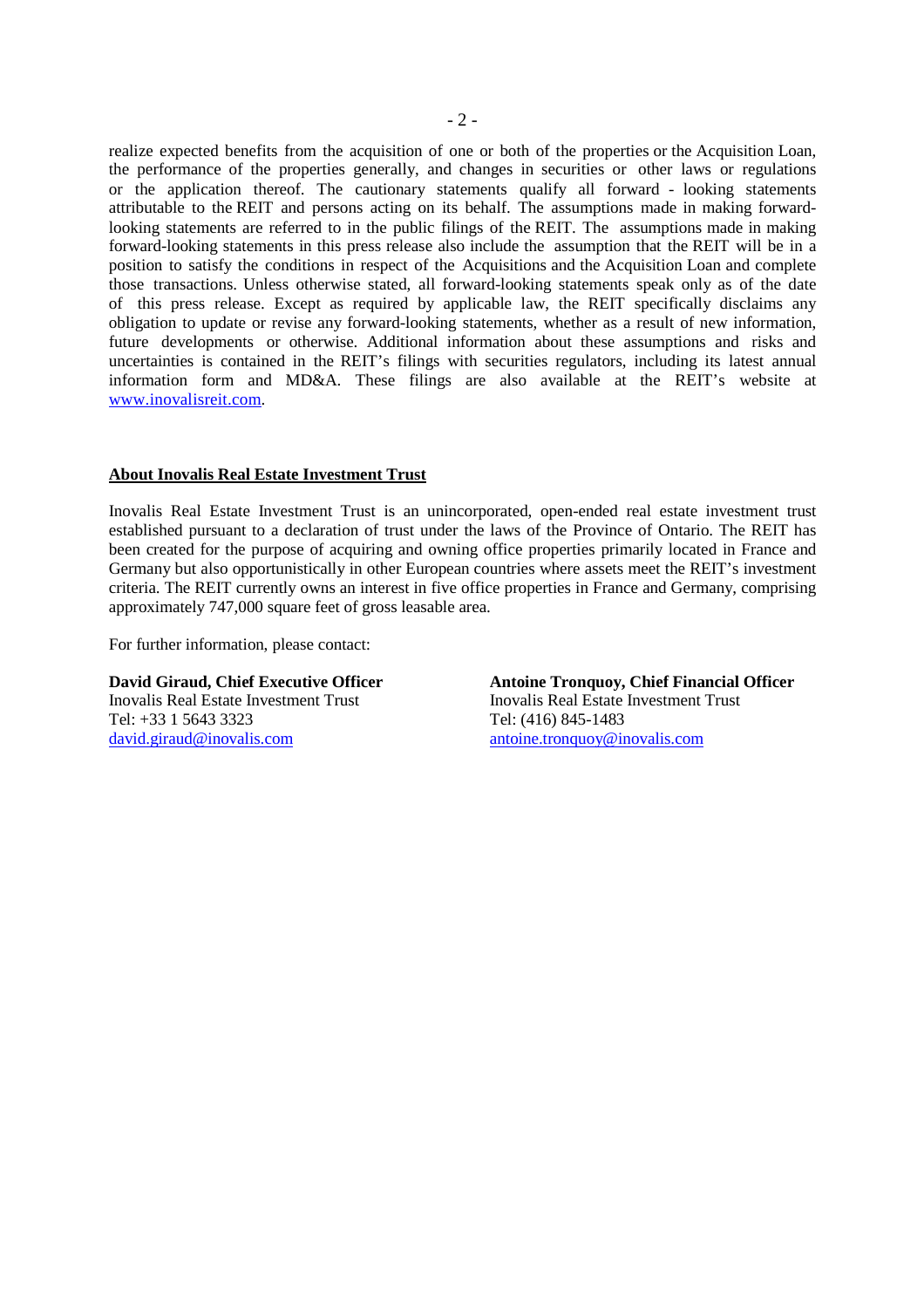realize expected benefits from the acquisition of one or both of the properties or the Acquisition Loan, the performance of the properties generally, and changes in securities or other laws or regulations or the application thereof. The cautionary statements qualify all forward - looking statements attributable to the REIT and persons acting on its behalf. The assumptions made in making forward-looking statements are referred to in the public filings of the REIT. The assumptions made in making forward-looking statements in this press release also include the assumption that the REIT will be in a position to satisfy the conditions in respect of the Acquisitions and the Acquisition Loan and complete those transactions. Unless otherwise stated, all forward-looking statements speak only as of the date of this press release. Except as required by applicable law, the REIT specifically disclaims any obligation to update or revise any forward-looking statements, whether as a result of new information, future developments or otherwise. Additional information about these assumptions and risks and uncertainties is contained in the REIT's filings with securities regulators, including its latest annual information form and MD&A. These filings are also available at the REIT's website at www.inovalisreit.com.

## About Inovalis Real Estate Investment Trust

Inovalis Real Estate Investment Trust is an unincorporated, open-ended real estate investment trust established pursuant to a declaration of trust under the laws of the Province of Ontario. The REIT has been created for the purpose of acquiring and owning office properties primarily located in France and Germany but also opportunistically in other European countries where assets meet the REIT's investment criteria. The REIT currently owns an interest in five office properties in France and Germany, comprising approximately 747,000 square feet of gross leasable area.

For further information, please contact:

**David Giraud, Chief Executive Officer**
Inovalis Real Estate Investment Trust
Tel: +33 1 5643 3323
david.giraud@inovalis.com

**Antoine Tronquoy, Chief Financial Officer**
Inovalis Real Estate Investment Trust
Tel: (416) 845-1483
antoine.tronquoy@inovalis.com